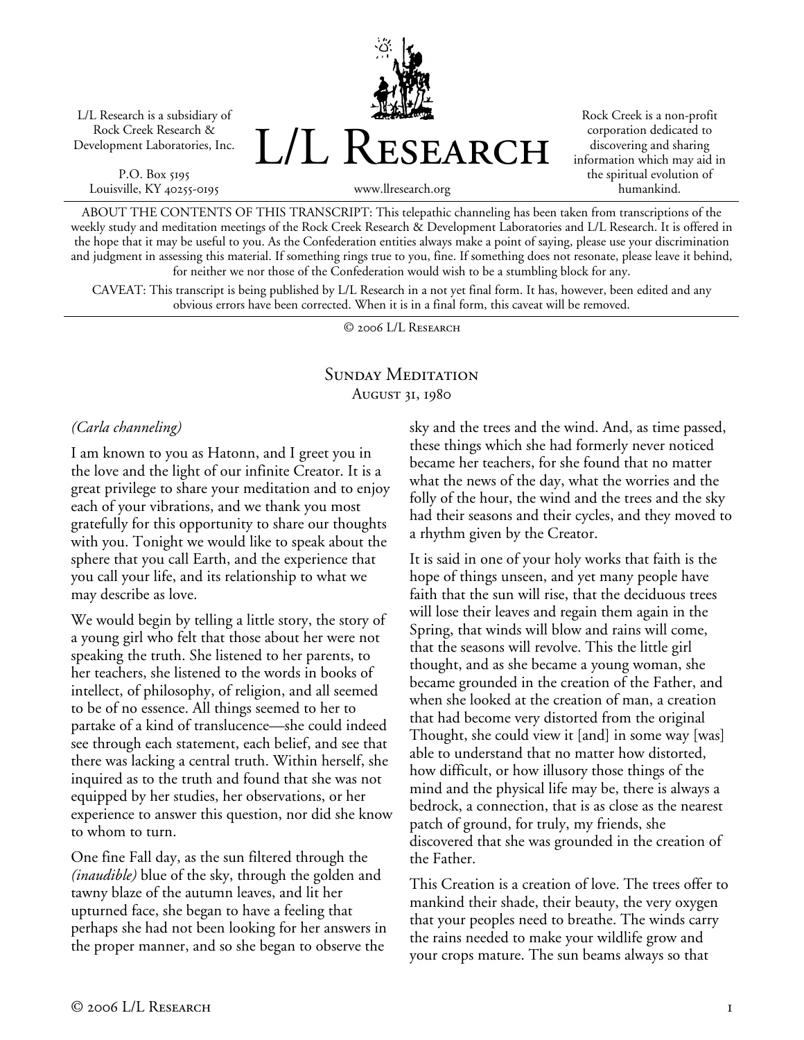L/L Research is a subsidiary of Rock Creek Research & Development Laboratories, Inc.

P.O. Box 5195
Louisville, KY 40255-0195

# L/L Research

www.llresearch.org

Rock Creek is a non-profit corporation dedicated to discovering and sharing information which may aid in the spiritual evolution of humankind.

ABOUT THE CONTENTS OF THIS TRANSCRIPT: This telepathic channeling has been taken from transcriptions of the weekly study and meditation meetings of the Rock Creek Research & Development Laboratories and L/L Research. It is offered in the hope that it may be useful to you. As the Confederation entities always make a point of saying, please use your discrimination and judgment in assessing this material. If something rings true to you, fine. If something does not resonate, please leave it behind, for neither we nor those of the Confederation would wish to be a stumbling block for any.

CAVEAT: This transcript is being published by L/L Research in a not yet final form. It has, however, been edited and any obvious errors have been corrected. When it is in a final form, this caveat will be removed.

© 2006 L/L Research

## Sunday Meditation
August 31, 1980

*(Carla channeling)*

I am known to you as Hatonn, and I greet you in the love and the light of our infinite Creator. It is a great privilege to share your meditation and to enjoy each of your vibrations, and we thank you most gratefully for this opportunity to share our thoughts with you. Tonight we would like to speak about the sphere that you call Earth, and the experience that you call your life, and its relationship to what we may describe as love.

We would begin by telling a little story, the story of a young girl who felt that those about her were not speaking the truth. She listened to her parents, to her teachers, she listened to the words in books of intellect, of philosophy, of religion, and all seemed to be of no essence. All things seemed to her to partake of a kind of translucence—she could indeed see through each statement, each belief, and see that there was lacking a central truth. Within herself, she inquired as to the truth and found that she was not equipped by her studies, her observations, or her experience to answer this question, nor did she know to whom to turn.

One fine Fall day, as the sun filtered through the *(inaudible)* blue of the sky, through the golden and tawny blaze of the autumn leaves, and lit her upturned face, she began to have a feeling that perhaps she had not been looking for her answers in the proper manner, and so she began to observe the sky and the trees and the wind. And, as time passed, these things which she had formerly never noticed became her teachers, for she found that no matter what the news of the day, what the worries and the folly of the hour, the wind and the trees and the sky had their seasons and their cycles, and they moved to a rhythm given by the Creator.

It is said in one of your holy works that faith is the hope of things unseen, and yet many people have faith that the sun will rise, that the deciduous trees will lose their leaves and regain them again in the Spring, that winds will blow and rains will come, that the seasons will revolve. This the little girl thought, and as she became a young woman, she became grounded in the creation of the Father, and when she looked at the creation of man, a creation that had become very distorted from the original Thought, she could view it [and] in some way [was] able to understand that no matter how distorted, how difficult, or how illusory those things of the mind and the physical life may be, there is always a bedrock, a connection, that is as close as the nearest patch of ground, for truly, my friends, she discovered that she was grounded in the creation of the Father.

This Creation is a creation of love. The trees offer to mankind their shade, their beauty, the very oxygen that your peoples need to breathe. The winds carry the rains needed to make your wildlife grow and your crops mature. The sun beams always so that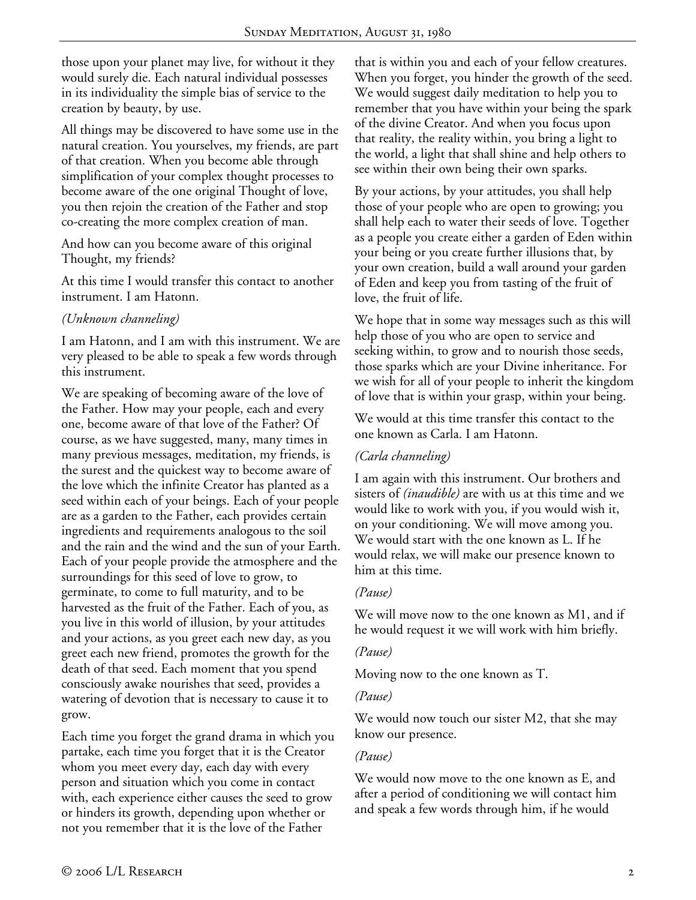those upon your planet may live, for without it they would surely die. Each natural individual possesses in its individuality the simple bias of service to the creation by beauty, by use.

All things may be discovered to have some use in the natural creation. You yourselves, my friends, are part of that creation. When you become able through simplification of your complex thought processes to become aware of the one original Thought of love, you then rejoin the creation of the Father and stop co-creating the more complex creation of man.

And how can you become aware of this original Thought, my friends?

At this time I would transfer this contact to another instrument. I am Hatonn.

*(Unknown channeling)*

I am Hatonn, and I am with this instrument. We are very pleased to be able to speak a few words through this instrument.

We are speaking of becoming aware of the love of the Father. How may your people, each and every one, become aware of that love of the Father? Of course, as we have suggested, many, many times in many previous messages, meditation, my friends, is the surest and the quickest way to become aware of the love which the infinite Creator has planted as a seed within each of your beings. Each of your people are as a garden to the Father, each provides certain ingredients and requirements analogous to the soil and the rain and the wind and the sun of your Earth. Each of your people provide the atmosphere and the surroundings for this seed of love to grow, to germinate, to come to full maturity, and to be harvested as the fruit of the Father. Each of you, as you live in this world of illusion, by your attitudes and your actions, as you greet each new day, as you greet each new friend, promotes the growth for the death of that seed. Each moment that you spend consciously awake nourishes that seed, provides a watering of devotion that is necessary to cause it to grow.

Each time you forget the grand drama in which you partake, each time you forget that it is the Creator whom you meet every day, each day with every person and situation which you come in contact with, each experience either causes the seed to grow or hinders its growth, depending upon whether or not you remember that it is the love of the Father that is within you and each of your fellow creatures. When you forget, you hinder the growth of the seed. We would suggest daily meditation to help you to remember that you have within your being the spark of the divine Creator. And when you focus upon that reality, the reality within, you bring a light to the world, a light that shall shine and help others to see within their own being their own sparks.

By your actions, by your attitudes, you shall help those of your people who are open to growing; you shall help each to water their seeds of love. Together as a people you create either a garden of Eden within your being or you create further illusions that, by your own creation, build a wall around your garden of Eden and keep you from tasting of the fruit of love, the fruit of life.

We hope that in some way messages such as this will help those of you who are open to service and seeking within, to grow and to nourish those seeds, those sparks which are your Divine inheritance. For we wish for all of your people to inherit the kingdom of love that is within your grasp, within your being.

We would at this time transfer this contact to the one known as Carla. I am Hatonn.

*(Carla channeling)*

I am again with this instrument. Our brothers and sisters of *(inaudible)* are with us at this time and we would like to work with you, if you would wish it, on your conditioning. We will move among you. We would start with the one known as L. If he would relax, we will make our presence known to him at this time.

*(Pause)*

We will move now to the one known as M1, and if he would request it we will work with him briefly.

*(Pause)*

Moving now to the one known as T.

*(Pause)*

We would now touch our sister M2, that she may know our presence.

*(Pause)*

We would now move to the one known as E, and after a period of conditioning we will contact him and speak a few words through him, if he would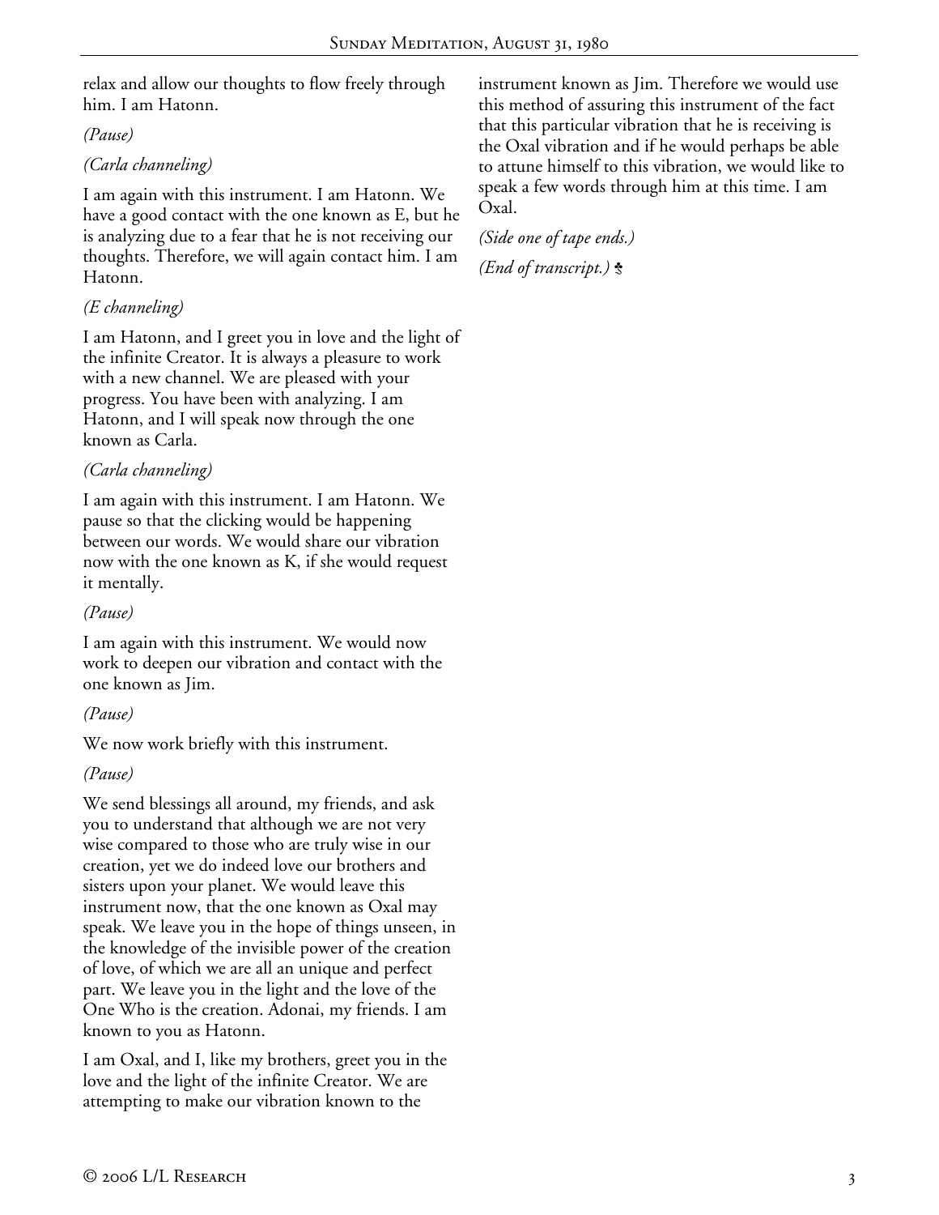relax and allow our thoughts to flow freely through him. I am Hatonn.

*(Pause)*

*(Carla channeling)*

I am again with this instrument. I am Hatonn. We have a good contact with the one known as E, but he is analyzing due to a fear that he is not receiving our thoughts. Therefore, we will again contact him. I am Hatonn.

*(E channeling)*

I am Hatonn, and I greet you in love and the light of the infinite Creator. It is always a pleasure to work with a new channel. We are pleased with your progress. You have been with analyzing. I am Hatonn, and I will speak now through the one known as Carla.

*(Carla channeling)*

I am again with this instrument. I am Hatonn. We pause so that the clicking would be happening between our words. We would share our vibration now with the one known as K, if she would request it mentally.

*(Pause)*

I am again with this instrument. We would now work to deepen our vibration and contact with the one known as Jim.

*(Pause)*

We now work briefly with this instrument.

*(Pause)*

We send blessings all around, my friends, and ask you to understand that although we are not very wise compared to those who are truly wise in our creation, yet we do indeed love our brothers and sisters upon your planet. We would leave this instrument now, that the one known as Oxal may speak. We leave you in the hope of things unseen, in the knowledge of the invisible power of the creation of love, of which we are all an unique and perfect part. We leave you in the light and the love of the One Who is the creation. Adonai, my friends. I am known to you as Hatonn.

I am Oxal, and I, like my brothers, greet you in the love and the light of the infinite Creator. We are attempting to make our vibration known to the instrument known as Jim. Therefore we would use this method of assuring this instrument of the fact that this particular vibration that he is receiving is the Oxal vibration and if he would perhaps be able to attune himself to this vibration, we would like to speak a few words through him at this time. I am Oxal.

*(Side one of tape ends.)*

*(End of transcript.)*